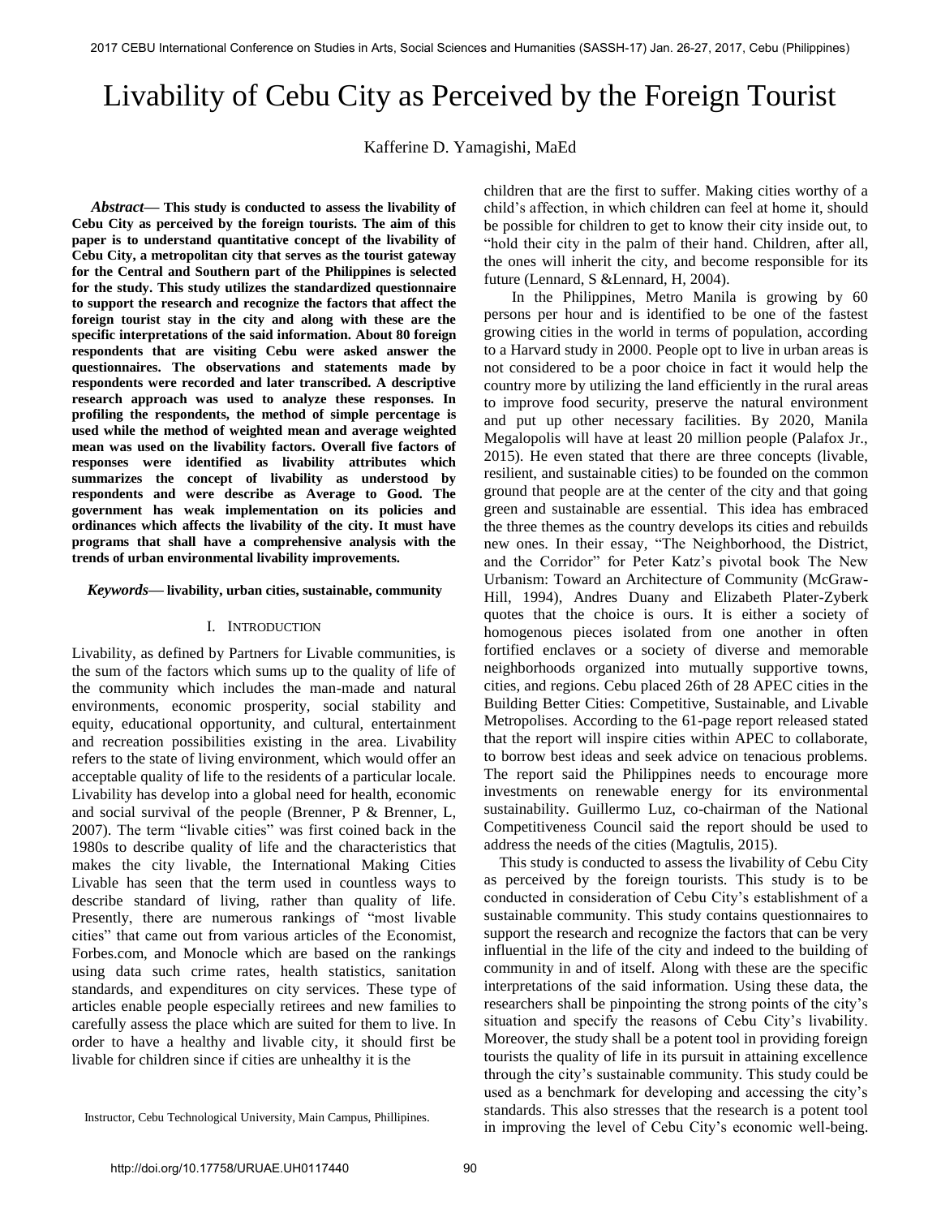# Livability of Cebu City as Perceived by the Foreign Tourist

Kafferine D. Yamagishi, MaEd

***Abstract*— This study is conducted to assess the livability of Cebu City as perceived by the foreign tourists. The aim of this paper is to understand quantitative concept of the livability of Cebu City, a metropolitan city that serves as the tourist gateway for the Central and Southern part of the Philippines is selected for the study. This study utilizes the standardized questionnaire to support the research and recognize the factors that affect the foreign tourist stay in the city and along with these are the specific interpretations of the said information. About 80 foreign respondents that are visiting Cebu were asked answer the questionnaires. The observations and statements made by respondents were recorded and later transcribed. A descriptive research approach was used to analyze these responses. In profiling the respondents, the method of simple percentage is used while the method of weighted mean and average weighted mean was used on the livability factors. Overall five factors of responses were identified as livability attributes which summarizes the concept of livability as understood by respondents and were describe as Average to Good. The government has weak implementation on its policies and ordinances which affects the livability of the city. It must have programs that shall have a comprehensive analysis with the trends of urban environmental livability improvements.**

***Keywords*— livability, urban cities, sustainable, community**

## I. Introduction

Livability, as defined by Partners for Livable communities, is the sum of the factors which sums up to the quality of life of the community which includes the man-made and natural environments, economic prosperity, social stability and equity, educational opportunity, and cultural, entertainment and recreation possibilities existing in the area. Livability refers to the state of living environment, which would offer an acceptable quality of life to the residents of a particular locale. Livability has develop into a global need for health, economic and social survival of the people (Brenner, P & Brenner, L, 2007). The term "livable cities" was first coined back in the 1980s to describe quality of life and the characteristics that makes the city livable, the International Making Cities Livable has seen that the term used in countless ways to describe standard of living, rather than quality of life. Presently, there are numerous rankings of "most livable cities" that came out from various articles of the Economist, Forbes.com, and Monocle which are based on the rankings using data such crime rates, health statistics, sanitation standards, and expenditures on city services. These type of articles enable people especially retirees and new families to carefully assess the place which are suited for them to live. In order to have a healthy and livable city, it should first be livable for children since if cities are unhealthy it is the children that are the first to suffer. Making cities worthy of a child's affection, in which children can feel at home it, should be possible for children to get to know their city inside out, to "hold their city in the palm of their hand. Children, after all, the ones will inherit the city, and become responsible for its future (Lennard, S &Lennard, H, 2004).

In the Philippines, Metro Manila is growing by 60 persons per hour and is identified to be one of the fastest growing cities in the world in terms of population, according to a Harvard study in 2000. People opt to live in urban areas is not considered to be a poor choice in fact it would help the country more by utilizing the land efficiently in the rural areas to improve food security, preserve the natural environment and put up other necessary facilities. By 2020, Manila Megalopolis will have at least 20 million people (Palafox Jr., 2015). He even stated that there are three concepts (livable, resilient, and sustainable cities) to be founded on the common ground that people are at the center of the city and that going green and sustainable are essential. This idea has embraced the three themes as the country develops its cities and rebuilds new ones. In their essay, "The Neighborhood, the District, and the Corridor" for Peter Katz's pivotal book The New Urbanism: Toward an Architecture of Community (McGraw-Hill, 1994), Andres Duany and Elizabeth Plater-Zyberk quotes that the choice is ours. It is either a society of homogenous pieces isolated from one another in often fortified enclaves or a society of diverse and memorable neighborhoods organized into mutually supportive towns, cities, and regions. Cebu placed 26th of 28 APEC cities in the Building Better Cities: Competitive, Sustainable, and Livable Metropolises. According to the 61-page report released stated that the report will inspire cities within APEC to collaborate, to borrow best ideas and seek advice on tenacious problems. The report said the Philippines needs to encourage more investments on renewable energy for its environmental sustainability. Guillermo Luz, co-chairman of the National Competitiveness Council said the report should be used to address the needs of the cities (Magtulis, 2015).

This study is conducted to assess the livability of Cebu City as perceived by the foreign tourists. This study is to be conducted in consideration of Cebu City's establishment of a sustainable community. This study contains questionnaires to support the research and recognize the factors that can be very influential in the life of the city and indeed to the building of community in and of itself. Along with these are the specific interpretations of the said information. Using these data, the researchers shall be pinpointing the strong points of the city's situation and specify the reasons of Cebu City's livability. Moreover, the study shall be a potent tool in providing foreign tourists the quality of life in its pursuit in attaining excellence through the city's sustainable community. This study could be used as a benchmark for developing and accessing the city's standards. This also stresses that the research is a potent tool in improving the level of Cebu City's economic well-being.

Instructor, Cebu Technological University, Main Campus, Phillipines.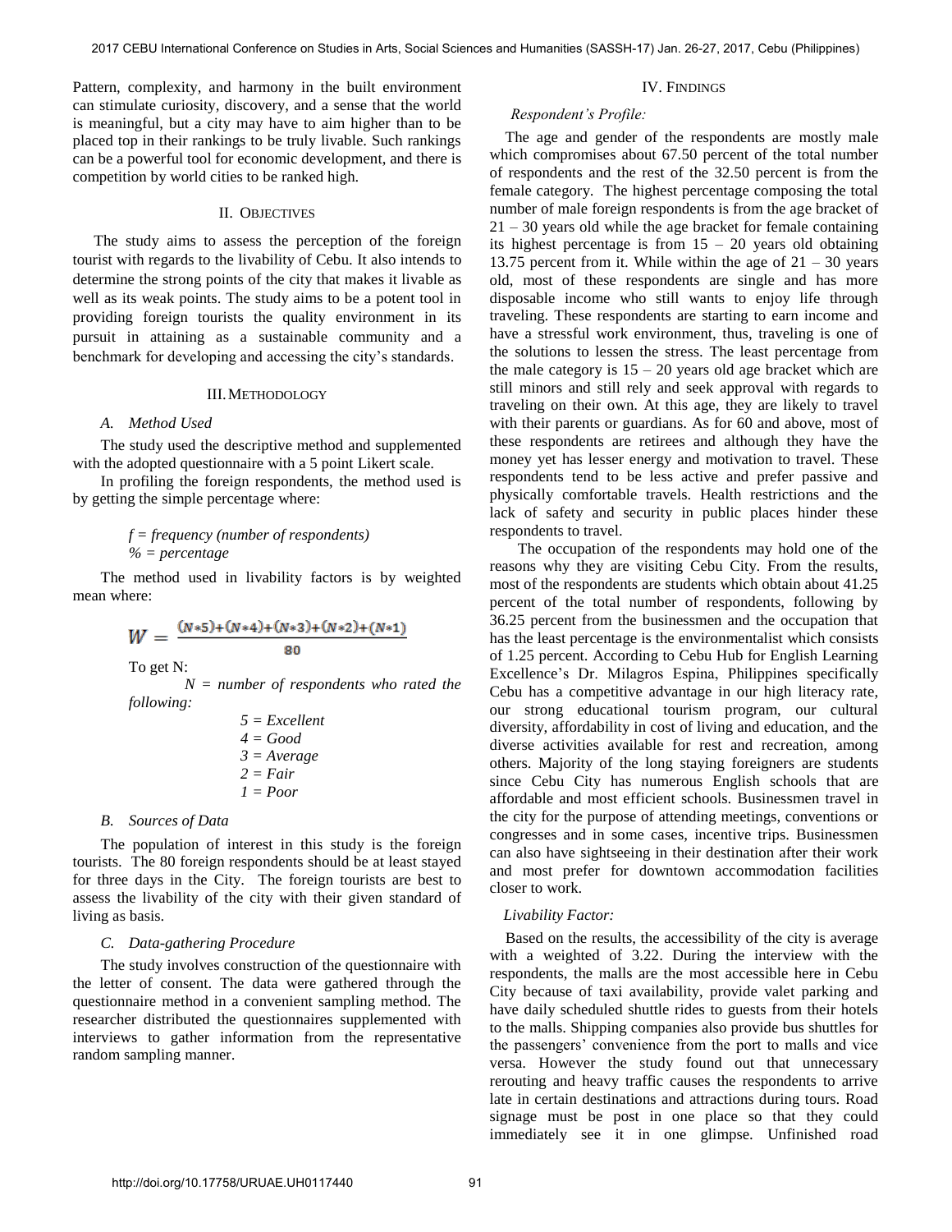Pattern, complexity, and harmony in the built environment can stimulate curiosity, discovery, and a sense that the world is meaningful, but a city may have to aim higher than to be placed top in their rankings to be truly livable. Such rankings can be a powerful tool for economic development, and there is competition by world cities to be ranked high.

## II. Objectives

The study aims to assess the perception of the foreign tourist with regards to the livability of Cebu. It also intends to determine the strong points of the city that makes it livable as well as its weak points. The study aims to be a potent tool in providing foreign tourists the quality environment in its pursuit in attaining as a sustainable community and a benchmark for developing and accessing the city's standards.

## III. Methodology

### *A. Method Used*

The study used the descriptive method and supplemented with the adopted questionnaire with a 5 point Likert scale.

In profiling the foreign respondents, the method used is by getting the simple percentage where:

*f = frequency (number of respondents)*
*% = percentage*

The method used in livability factors is by weighted mean where:

$$W = \frac{(N*5)+(N*4)+(N*3)+(N*2)+(N*1)}{80}$$

To get N:

*N = number of respondents who rated the following:*

*5 = Excellent*
*4 = Good*
*3 = Average*
*2 = Fair*
*1 = Poor*

### *B. Sources of Data*

The population of interest in this study is the foreign tourists. The 80 foreign respondents should be at least stayed for three days in the City. The foreign tourists are best to assess the livability of the city with their given standard of living as basis.

### *C. Data-gathering Procedure*

The study involves construction of the questionnaire with the letter of consent. The data were gathered through the questionnaire method in a convenient sampling method. The researcher distributed the questionnaires supplemented with interviews to gather information from the representative random sampling manner.

## IV. Findings

*Respondent's Profile:*

The age and gender of the respondents are mostly male which compromises about 67.50 percent of the total number of respondents and the rest of the 32.50 percent is from the female category. The highest percentage composing the total number of male foreign respondents is from the age bracket of 21 – 30 years old while the age bracket for female containing its highest percentage is from 15 – 20 years old obtaining 13.75 percent from it. While within the age of 21 – 30 years old, most of these respondents are single and has more disposable income who still wants to enjoy life through traveling. These respondents are starting to earn income and have a stressful work environment, thus, traveling is one of the solutions to lessen the stress. The least percentage from the male category is 15 – 20 years old age bracket which are still minors and still rely and seek approval with regards to traveling on their own. At this age, they are likely to travel with their parents or guardians. As for 60 and above, most of these respondents are retirees and although they have the money yet has lesser energy and motivation to travel. These respondents tend to be less active and prefer passive and physically comfortable travels. Health restrictions and the lack of safety and security in public places hinder these respondents to travel.

The occupation of the respondents may hold one of the reasons why they are visiting Cebu City. From the results, most of the respondents are students which obtain about 41.25 percent of the total number of respondents, following by 36.25 percent from the businessmen and the occupation that has the least percentage is the environmentalist which consists of 1.25 percent. According to Cebu Hub for English Learning Excellence's Dr. Milagros Espina, Philippines specifically Cebu has a competitive advantage in our high literacy rate, our strong educational tourism program, our cultural diversity, affordability in cost of living and education, and the diverse activities available for rest and recreation, among others. Majority of the long staying foreigners are students since Cebu City has numerous English schools that are affordable and most efficient schools. Businessmen travel in the city for the purpose of attending meetings, conventions or congresses and in some cases, incentive trips. Businessmen can also have sightseeing in their destination after their work and most prefer for downtown accommodation facilities closer to work.

*Livability Factor:*

Based on the results, the accessibility of the city is average with a weighted of 3.22. During the interview with the respondents, the malls are the most accessible here in Cebu City because of taxi availability, provide valet parking and have daily scheduled shuttle rides to guests from their hotels to the malls. Shipping companies also provide bus shuttles for the passengers' convenience from the port to malls and vice versa. However the study found out that unnecessary rerouting and heavy traffic causes the respondents to arrive late in certain destinations and attractions during tours. Road signage must be post in one place so that they could immediately see it in one glimpse. Unfinished road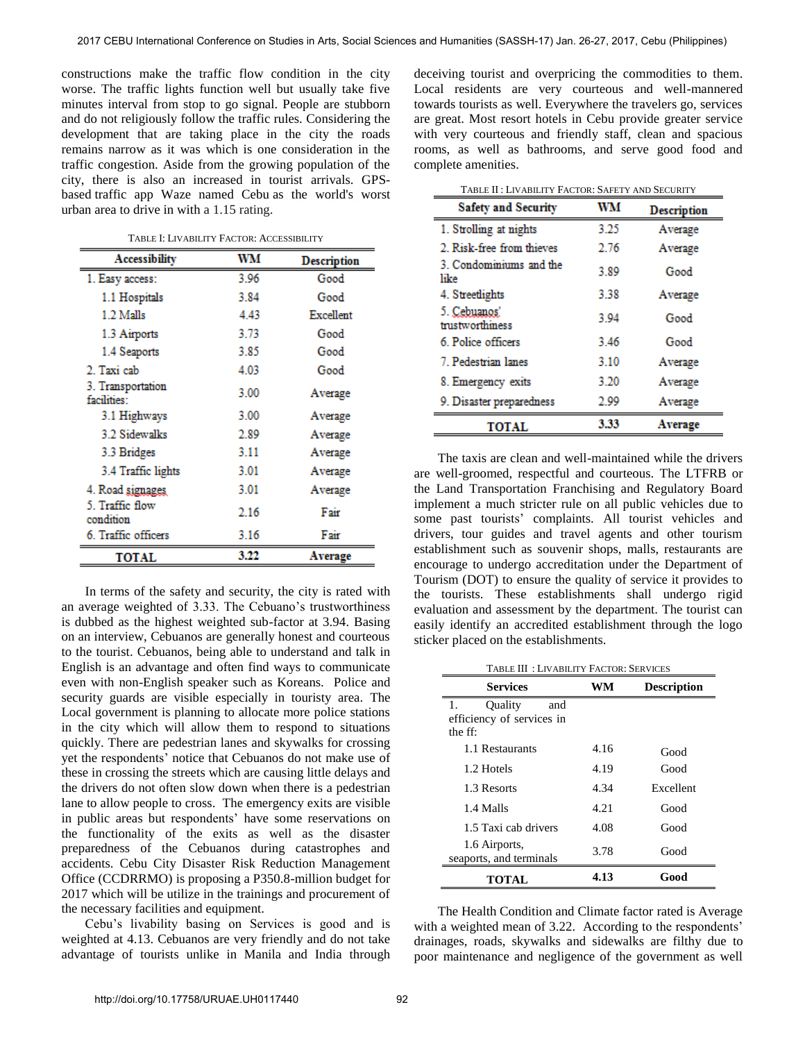constructions make the traffic flow condition in the city worse. The traffic lights function well but usually take five minutes interval from stop to go signal. People are stubborn and do not religiously follow the traffic rules. Considering the development that are taking place in the city the roads remains narrow as it was which is one consideration in the traffic congestion. Aside from the growing population of the city, there is also an increased in tourist arrivals. GPS-based traffic app Waze named Cebu as the world's worst urban area to drive in with a 1.15 rating.

TABLE I: LIVABILITY FACTOR: ACCESSIBILITY

| Accessibility | WM | Description |
|---|---|---|
| 1. Easy access: | 3.96 | Good |
| 1.1 Hospitals | 3.84 | Good |
| 1.2 Malls | 4.43 | Excellent |
| 1.3 Airports | 3.73 | Good |
| 1.4 Seaports | 3.85 | Good |
| 2. Taxi cab | 4.03 | Good |
| 3. Transportation facilities: | 3.00 | Average |
| 3.1 Highways | 3.00 | Average |
| 3.2 Sidewalks | 2.89 | Average |
| 3.3 Bridges | 3.11 | Average |
| 3.4 Traffic lights | 3.01 | Average |
| 4. Road signages | 3.01 | Average |
| 5. Traffic flow condition | 2.16 | Fair |
| 6. Traffic officers | 3.16 | Fair |
| TOTAL | 3.22 | Average |

In terms of the safety and security, the city is rated with an average weighted of 3.33. The Cebuano's trustworthiness is dubbed as the highest weighted sub-factor at 3.94. Basing on an interview, Cebuanos are generally honest and courteous to the tourist. Cebuanos, being able to understand and talk in English is an advantage and often find ways to communicate even with non-English speaker such as Koreans. Police and security guards are visible especially in touristy area. The Local government is planning to allocate more police stations in the city which will allow them to respond to situations quickly. There are pedestrian lanes and skywalks for crossing yet the respondents' notice that Cebuanos do not make use of these in crossing the streets which are causing little delays and the drivers do not often slow down when there is a pedestrian lane to allow people to cross. The emergency exits are visible in public areas but respondents' have some reservations on the functionality of the exits as well as the disaster preparedness of the Cebuanos during catastrophes and accidents. Cebu City Disaster Risk Reduction Management Office (CCDRRMO) is proposing a P350.8-million budget for 2017 which will be utilize in the trainings and procurement of the necessary facilities and equipment.

Cebu's livability basing on Services is good and is weighted at 4.13. Cebuanos are very friendly and do not take advantage of tourists unlike in Manila and India through deceiving tourist and overpricing the commodities to them. Local residents are very courteous and well-mannered towards tourists as well. Everywhere the travelers go, services are great. Most resort hotels in Cebu provide greater service with very courteous and friendly staff, clean and spacious rooms, as well as bathrooms, and serve good food and complete amenities.

TABLE II : LIVABILITY FACTOR: SAFETY AND SECURITY

| Safety and Security | WM | Description |
|---|---|---|
| 1. Strolling at nights | 3.25 | Average |
| 2. Risk-free from thieves | 2.76 | Average |
| 3. Condominiums and the like | 3.89 | Good |
| 4. Streetlights | 3.38 | Average |
| 5. Cebuanos' trustworthiness | 3.94 | Good |
| 6. Police officers | 3.46 | Good |
| 7. Pedestrian lanes | 3.10 | Average |
| 8. Emergency exits | 3.20 | Average |
| 9. Disaster preparedness | 2.99 | Average |
| TOTAL | 3.33 | Average |

The taxis are clean and well-maintained while the drivers are well-groomed, respectful and courteous. The LTFRB or the Land Transportation Franchising and Regulatory Board implement a much stricter rule on all public vehicles due to some past tourists' complaints. All tourist vehicles and drivers, tour guides and travel agents and other tourism establishment such as souvenir shops, malls, restaurants are encourage to undergo accreditation under the Department of Tourism (DOT) to ensure the quality of service it provides to the tourists. These establishments shall undergo rigid evaluation and assessment by the department. The tourist can easily identify an accredited establishment through the logo sticker placed on the establishments.

TABLE III : LIVABILITY FACTOR: SERVICES

| Services | WM | Description |
|---|---|---|
| 1. Quality and efficiency of services in the ff: | | |
| 1.1 Restaurants | 4.16 | Good |
| 1.2 Hotels | 4.19 | Good |
| 1.3 Resorts | 4.34 | Excellent |
| 1.4 Malls | 4.21 | Good |
| 1.5 Taxi cab drivers | 4.08 | Good |
| 1.6 Airports, seaports, and terminals | 3.78 | Good |
| TOTAL | 4.13 | Good |

The Health Condition and Climate factor rated is Average with a weighted mean of 3.22. According to the respondents' drainages, roads, skywalks and sidewalks are filthy due to poor maintenance and negligence of the government as well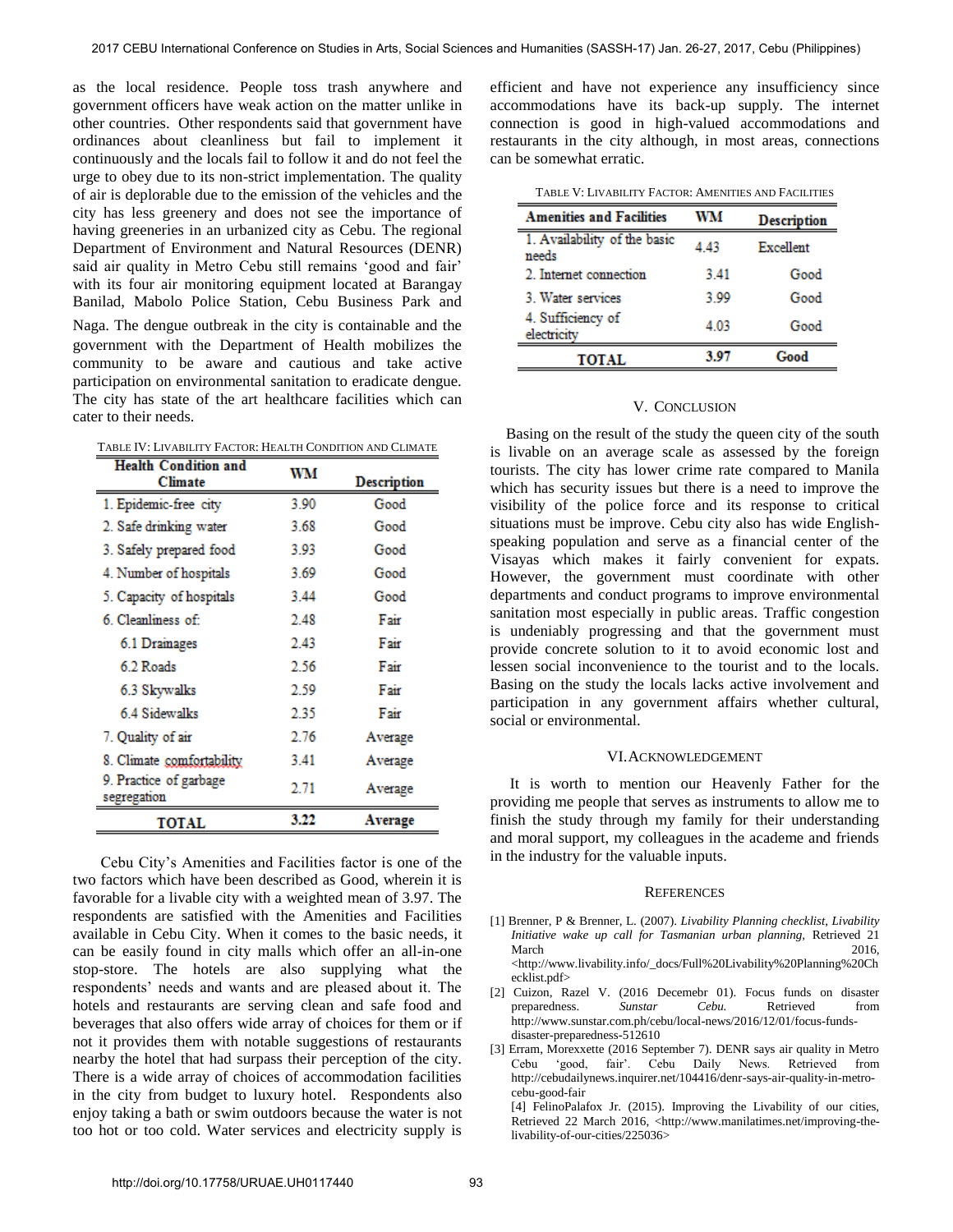as the local residence. People toss trash anywhere and government officers have weak action on the matter unlike in other countries. Other respondents said that government have ordinances about cleanliness but fail to implement it continuously and the locals fail to follow it and do not feel the urge to obey due to its non-strict implementation. The quality of air is deplorable due to the emission of the vehicles and the city has less greenery and does not see the importance of having greeneries in an urbanized city as Cebu. The regional Department of Environment and Natural Resources (DENR) said air quality in Metro Cebu still remains 'good and fair' with its four air monitoring equipment located at Barangay Banilad, Mabolo Police Station, Cebu Business Park and Naga. The dengue outbreak in the city is containable and the government with the Department of Health mobilizes the community to be aware and cautious and take active participation on environmental sanitation to eradicate dengue. The city has state of the art healthcare facilities which can cater to their needs.

TABLE IV: LIVABILITY FACTOR: HEALTH CONDITION AND CLIMATE

| Health Condition and Climate | WM | Description |
|---|---|---|
| 1. Epidemic-free city | 3.90 | Good |
| 2. Safe drinking water | 3.68 | Good |
| 3. Safely prepared food | 3.93 | Good |
| 4. Number of hospitals | 3.69 | Good |
| 5. Capacity of hospitals | 3.44 | Good |
| 6. Cleanliness of: | 2.48 | Fair |
| 6.1 Drainages | 2.43 | Fair |
| 6.2 Roads | 2.56 | Fair |
| 6.3 Skywalks | 2.59 | Fair |
| 6.4 Sidewalks | 2.35 | Fair |
| 7. Quality of air | 2.76 | Average |
| 8. Climate comfortability | 3.41 | Average |
| 9. Practice of garbage segregation | 2.71 | Average |
| **TOTAL** | **3.22** | **Average** |

Cebu City's Amenities and Facilities factor is one of the two factors which have been described as Good, wherein it is favorable for a livable city with a weighted mean of 3.97. The respondents are satisfied with the Amenities and Facilities available in Cebu City. When it comes to the basic needs, it can be easily found in city malls which offer an all-in-one stop-store. The hotels are also supplying what the respondents' needs and wants and are pleased about it. The hotels and restaurants are serving clean and safe food and beverages that also offers wide array of choices for them or if not it provides them with notable suggestions of restaurants nearby the hotel that had surpass their perception of the city. There is a wide array of choices of accommodation facilities in the city from budget to luxury hotel. Respondents also enjoy taking a bath or swim outdoors because the water is not too hot or too cold. Water services and electricity supply is efficient and have not experience any insufficiency since accommodations have its back-up supply. The internet connection is good in high-valued accommodations and restaurants in the city although, in most areas, connections can be somewhat erratic.

TABLE V: LIVABILITY FACTOR: AMENITIES AND FACILITIES

| Amenities and Facilities | WM | Description |
|---|---|---|
| 1. Availability of the basic needs | 4.43 | Excellent |
| 2. Internet connection | 3.41 | Good |
| 3. Water services | 3.99 | Good |
| 4. Sufficiency of electricity | 4.03 | Good |
| **TOTAL** | **3.97** | **Good** |

## V. CONCLUSION

Basing on the result of the study the queen city of the south is livable on an average scale as assessed by the foreign tourists. The city has lower crime rate compared to Manila which has security issues but there is a need to improve the visibility of the police force and its response to critical situations must be improve. Cebu city also has wide English-speaking population and serve as a financial center of the Visayas which makes it fairly convenient for expats. However, the government must coordinate with other departments and conduct programs to improve environmental sanitation most especially in public areas. Traffic congestion is undeniably progressing and that the government must provide concrete solution to it to avoid economic lost and lessen social inconvenience to the tourist and to the locals. Basing on the study the locals lacks active involvement and participation in any government affairs whether cultural, social or environmental.

## VI. ACKNOWLEDGEMENT

It is worth to mention our Heavenly Father for the providing me people that serves as instruments to allow me to finish the study through my family for their understanding and moral support, my colleagues in the academe and friends in the industry for the valuable inputs.

## REFERENCES

[1] Brenner, P & Brenner, L. (2007). *Livability Planning checklist, Livability Initiative wake up call for Tasmanian urban planning*, Retrieved 21 March 2016, <http://www.livability.info/_docs/Full%20Livability%20Planning%20Checklist.pdf>

[2] Cuizon, Razel V. (2016 Decemebr 01). Focus funds on disaster preparedness. *Sunstar Cebu.* Retrieved from http://www.sunstar.com.ph/cebu/local-news/2016/12/01/focus-funds-disaster-preparedness-512610

[3] Erram, Morexxette (2016 September 7). DENR says air quality in Metro Cebu 'good, fair'. Cebu Daily News. Retrieved from http://cebudailynews.inquirer.net/104416/denr-says-air-quality-in-metro-cebu-good-fair

[4] FelinoPalafox Jr. (2015). Improving the Livability of our cities, Retrieved 22 March 2016, <http://www.manilatimes.net/improving-the-livability-of-our-cities/225036>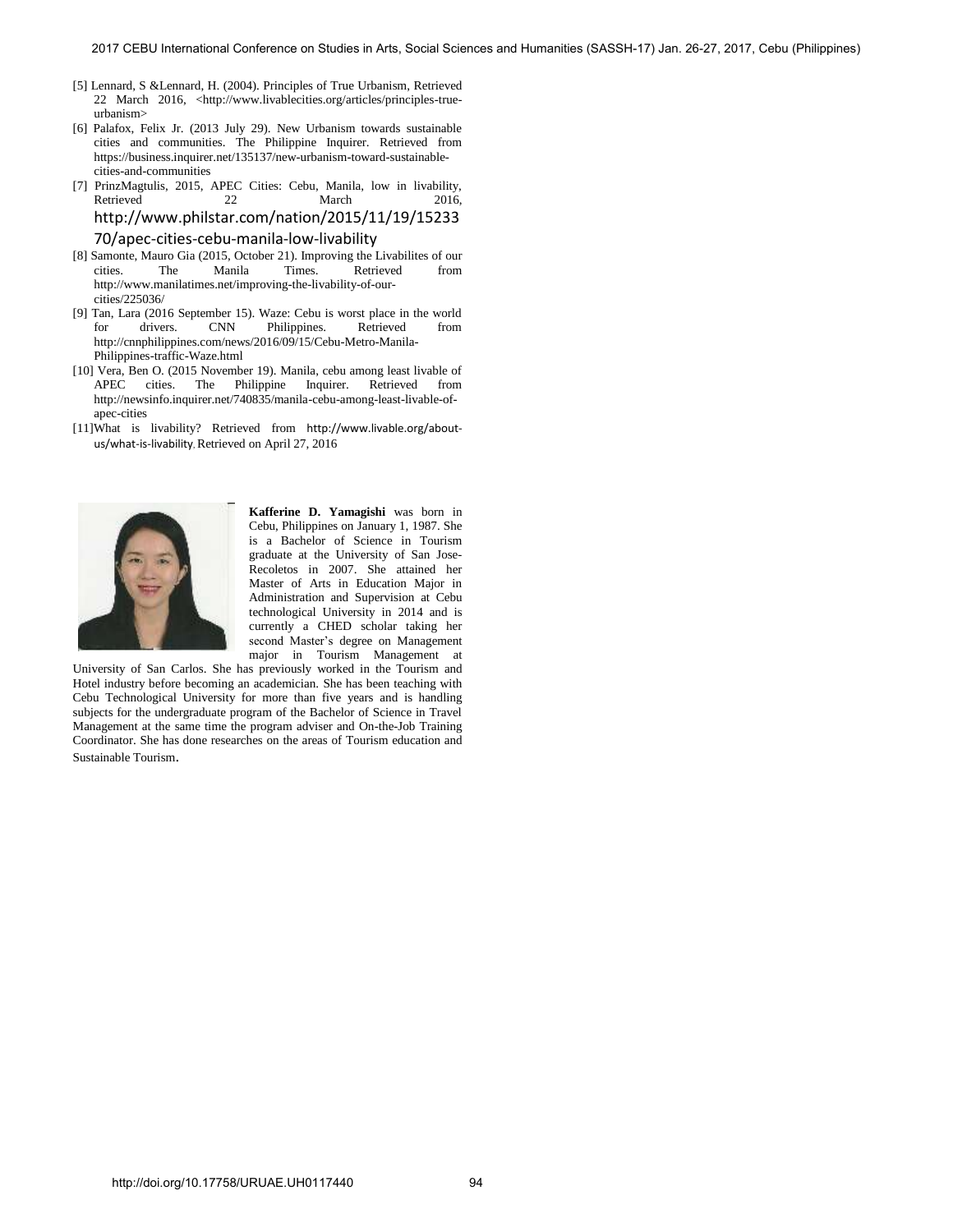[5] Lennard, S &Lennard, H. (2004). Principles of True Urbanism, Retrieved 22 March 2016, <http://www.livablecities.org/articles/principles-true-urbanism>

[6] Palafox, Felix Jr. (2013 July 29). New Urbanism towards sustainable cities and communities. The Philippine Inquirer. Retrieved from https://business.inquirer.net/135137/new-urbanism-toward-sustainable-cities-and-communities

[7] PrinzMagtulis, 2015, APEC Cities: Cebu, Manila, low in livability, Retrieved 22 March 2016, http://www.philstar.com/nation/2015/11/19/1523370/apec-cities-cebu-manila-low-livability

[8] Samonte, Mauro Gia (2015, October 21). Improving the Livabilites of our cities. The Manila Times. Retrieved from http://www.manilatimes.net/improving-the-livability-of-our-cities/225036/

[9] Tan, Lara (2016 September 15). Waze: Cebu is worst place in the world for drivers. CNN Philippines. Retrieved from http://cnnphilippines.com/news/2016/09/15/Cebu-Metro-Manila-Philippines-traffic-Waze.html

[10] Vera, Ben O. (2015 November 19). Manila, cebu among least livable of APEC cities. The Philippine Inquirer. Retrieved from http://newsinfo.inquirer.net/740835/manila-cebu-among-least-livable-of-apec-cities

[11]What is livability? Retrieved from http://www.livable.org/about-us/what-is-livability. Retrieved on April 27, 2016

**Kafferine D. Yamagishi** was born in Cebu, Philippines on January 1, 1987. She is a Bachelor of Science in Tourism graduate at the University of San Jose-Recoletos in 2007. She attained her Master of Arts in Education Major in Administration and Supervision at Cebu technological University in 2014 and is currently a CHED scholar taking her second Master's degree on Management major in Tourism Management at University of San Carlos. She has previously worked in the Tourism and Hotel industry before becoming an academician. She has been teaching with Cebu Technological University for more than five years and is handling subjects for the undergraduate program of the Bachelor of Science in Travel Management at the same time the program adviser and On-the-Job Training Coordinator. She has done researches on the areas of Tourism education and Sustainable Tourism.